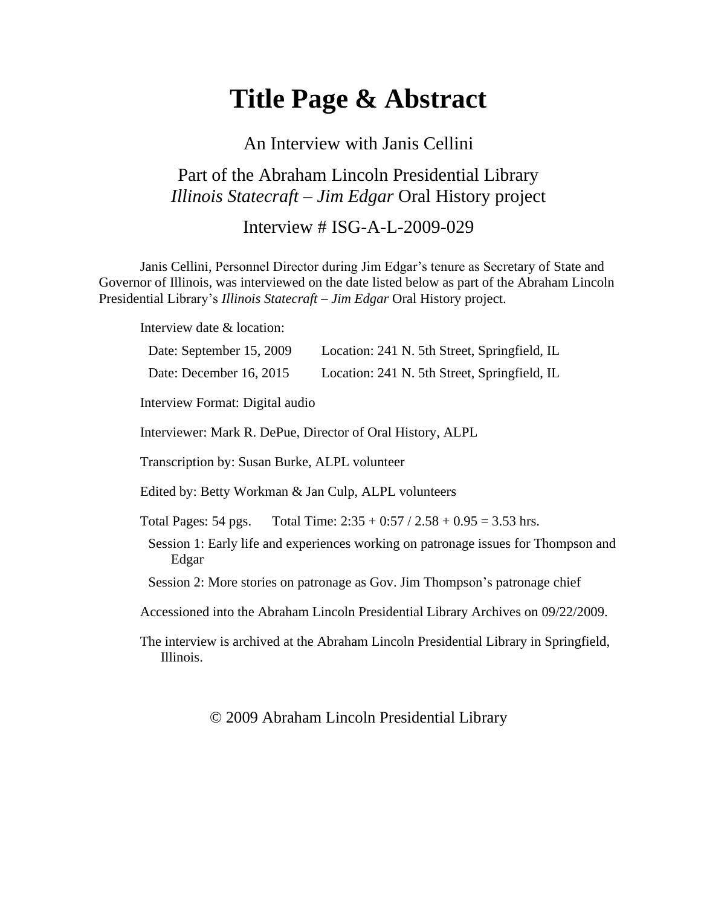# Title Page & Abstract

An Interview with Janis Cellini

Part of the Abraham Lincoln Presidential Library
*Illinois Statecraft – Jim Edgar* Oral History project

Interview # ISG-A-L-2009-029

Janis Cellini, Personnel Director during Jim Edgar's tenure as Secretary of State and Governor of Illinois, was interviewed on the date listed below as part of the Abraham Lincoln Presidential Library's *Illinois Statecraft – Jim Edgar* Oral History project.

Interview date & location:

Date: September 15, 2009 Location: 241 N. 5th Street, Springfield, IL

Date: December 16, 2015 Location: 241 N. 5th Street, Springfield, IL

Interview Format: Digital audio

Interviewer: Mark R. DePue, Director of Oral History, ALPL

Transcription by: Susan Burke, ALPL volunteer

Edited by: Betty Workman & Jan Culp, ALPL volunteers

Total Pages: 54 pgs. Total Time: 2:35 + 0:57 / 2.58 + 0.95 = 3.53 hrs.

Session 1: Early life and experiences working on patronage issues for Thompson and Edgar

Session 2: More stories on patronage as Gov. Jim Thompson's patronage chief

Accessioned into the Abraham Lincoln Presidential Library Archives on 09/22/2009.

The interview is archived at the Abraham Lincoln Presidential Library in Springfield, Illinois.

© 2009 Abraham Lincoln Presidential Library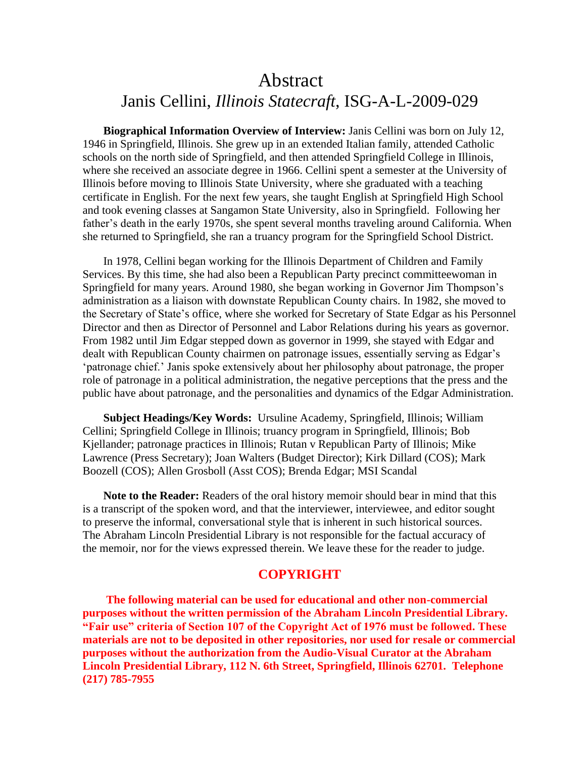# Abstract

## Janis Cellini, *Illinois Statecraft*, ISG-A-L-2009-029

**Biographical Information Overview of Interview:** Janis Cellini was born on July 12, 1946 in Springfield, Illinois. She grew up in an extended Italian family, attended Catholic schools on the north side of Springfield, and then attended Springfield College in Illinois, where she received an associate degree in 1966. Cellini spent a semester at the University of Illinois before moving to Illinois State University, where she graduated with a teaching certificate in English. For the next few years, she taught English at Springfield High School and took evening classes at Sangamon State University, also in Springfield. Following her father's death in the early 1970s, she spent several months traveling around California. When she returned to Springfield, she ran a truancy program for the Springfield School District.

In 1978, Cellini began working for the Illinois Department of Children and Family Services. By this time, she had also been a Republican Party precinct committeewoman in Springfield for many years. Around 1980, she began working in Governor Jim Thompson's administration as a liaison with downstate Republican County chairs. In 1982, she moved to the Secretary of State's office, where she worked for Secretary of State Edgar as his Personnel Director and then as Director of Personnel and Labor Relations during his years as governor. From 1982 until Jim Edgar stepped down as governor in 1999, she stayed with Edgar and dealt with Republican County chairmen on patronage issues, essentially serving as Edgar's 'patronage chief.' Janis spoke extensively about her philosophy about patronage, the proper role of patronage in a political administration, the negative perceptions that the press and the public have about patronage, and the personalities and dynamics of the Edgar Administration.

**Subject Headings/Key Words:** Ursuline Academy, Springfield, Illinois; William Cellini; Springfield College in Illinois; truancy program in Springfield, Illinois; Bob Kjellander; patronage practices in Illinois; Rutan v Republican Party of Illinois; Mike Lawrence (Press Secretary); Joan Walters (Budget Director); Kirk Dillard (COS); Mark Boozell (COS); Allen Grosboll (Asst COS); Brenda Edgar; MSI Scandal

**Note to the Reader:** Readers of the oral history memoir should bear in mind that this is a transcript of the spoken word, and that the interviewer, interviewee, and editor sought to preserve the informal, conversational style that is inherent in such historical sources. The Abraham Lincoln Presidential Library is not responsible for the factual accuracy of the memoir, nor for the views expressed therein. We leave these for the reader to judge.

## COPYRIGHT

**The following material can be used for educational and other non-commercial purposes without the written permission of the Abraham Lincoln Presidential Library. "Fair use" criteria of Section 107 of the Copyright Act of 1976 must be followed. These materials are not to be deposited in other repositories, nor used for resale or commercial purposes without the authorization from the Audio-Visual Curator at the Abraham Lincoln Presidential Library, 112 N. 6th Street, Springfield, Illinois 62701. Telephone (217) 785-7955**